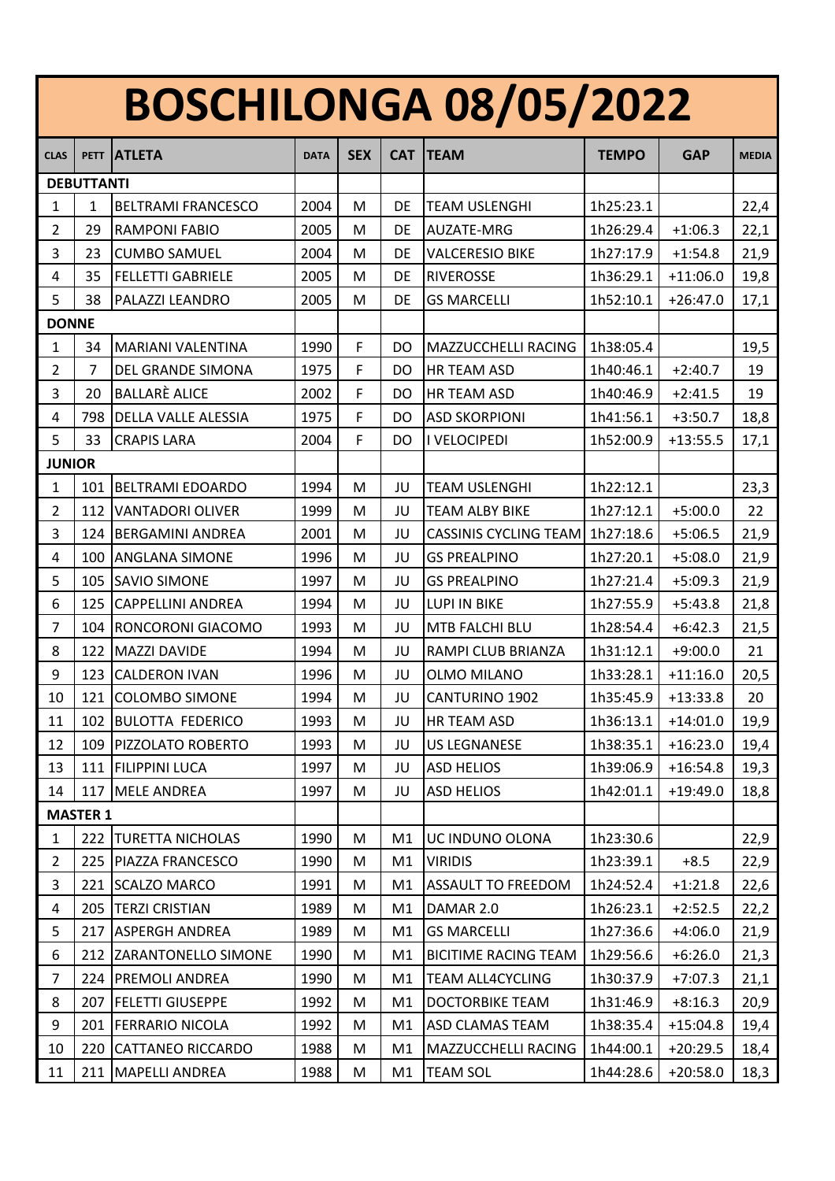# BOSCHILONGA 08/05/2022

| CLAS | PETT | ATLETA | DATA | SEX | CAT | TEAM | TEMPO | GAP | MEDIA |
|---|---|---|---|---|---|---|---|---|---|
| **DEBUTTANTI** | | | | | | | | | |
| 1 | 1 | BELTRAMI FRANCESCO | 2004 | M | DE | TEAM USLENGHI | 1h25:23.1 | | 22,4 |
| 2 | 29 | RAMPONI FABIO | 2005 | M | DE | AUZATE-MRG | 1h26:29.4 | +1:06.3 | 22,1 |
| 3 | 23 | CUMBO SAMUEL | 2004 | M | DE | VALCERESIO BIKE | 1h27:17.9 | +1:54.8 | 21,9 |
| 4 | 35 | FELLETTI GABRIELE | 2005 | M | DE | RIVEROSSE | 1h36:29.1 | +11:06.0 | 19,8 |
| 5 | 38 | PALAZZI LEANDRO | 2005 | M | DE | GS MARCELLI | 1h52:10.1 | +26:47.0 | 17,1 |
| **DONNE** | | | | | | | | | |
| 1 | 34 | MARIANI VALENTINA | 1990 | F | DO | MAZZUCCHELLI RACING | 1h38:05.4 | | 19,5 |
| 2 | 7 | DEL GRANDE SIMONA | 1975 | F | DO | HR TEAM ASD | 1h40:46.1 | +2:40.7 | 19 |
| 3 | 20 | BALLARÈ ALICE | 2002 | F | DO | HR TEAM ASD | 1h40:46.9 | +2:41.5 | 19 |
| 4 | 798 | DELLA VALLE ALESSIA | 1975 | F | DO | ASD SKORPIONI | 1h41:56.1 | +3:50.7 | 18,8 |
| 5 | 33 | CRAPIS LARA | 2004 | F | DO | I VELOCIPEDI | 1h52:00.9 | +13:55.5 | 17,1 |
| **JUNIOR** | | | | | | | | | |
| 1 | 101 | BELTRAMI EDOARDO | 1994 | M | JU | TEAM USLENGHI | 1h22:12.1 | | 23,3 |
| 2 | 112 | VANTADORI OLIVER | 1999 | M | JU | TEAM ALBY BIKE | 1h27:12.1 | +5:00.0 | 22 |
| 3 | 124 | BERGAMINI ANDREA | 2001 | M | JU | CASSINIS CYCLING TEAM | 1h27:18.6 | +5:06.5 | 21,9 |
| 4 | 100 | ANGLANA SIMONE | 1996 | M | JU | GS PREALPINO | 1h27:20.1 | +5:08.0 | 21,9 |
| 5 | 105 | SAVIO SIMONE | 1997 | M | JU | GS PREALPINO | 1h27:21.4 | +5:09.3 | 21,9 |
| 6 | 125 | CAPPELLINI ANDREA | 1994 | M | JU | LUPI IN BIKE | 1h27:55.9 | +5:43.8 | 21,8 |
| 7 | 104 | RONCORONI GIACOMO | 1993 | M | JU | MTB FALCHI BLU | 1h28:54.4 | +6:42.3 | 21,5 |
| 8 | 122 | MAZZI DAVIDE | 1994 | M | JU | RAMPI CLUB BRIANZA | 1h31:12.1 | +9:00.0 | 21 |
| 9 | 123 | CALDERON IVAN | 1996 | M | JU | OLMO MILANO | 1h33:28.1 | +11:16.0 | 20,5 |
| 10 | 121 | COLOMBO SIMONE | 1994 | M | JU | CANTURINO 1902 | 1h35:45.9 | +13:33.8 | 20 |
| 11 | 102 | BULOTTA FEDERICO | 1993 | M | JU | HR TEAM ASD | 1h36:13.1 | +14:01.0 | 19,9 |
| 12 | 109 | PIZZOLATO ROBERTO | 1993 | M | JU | US LEGNANESE | 1h38:35.1 | +16:23.0 | 19,4 |
| 13 | 111 | FILIPPINI LUCA | 1997 | M | JU | ASD HELIOS | 1h39:06.9 | +16:54.8 | 19,3 |
| 14 | 117 | MELE ANDREA | 1997 | M | JU | ASD HELIOS | 1h42:01.1 | +19:49.0 | 18,8 |
| **MASTER 1** | | | | | | | | | |
| 1 | 222 | TURETTA NICHOLAS | 1990 | M | M1 | UC INDUNO OLONA | 1h23:30.6 | | 22,9 |
| 2 | 225 | PIAZZA FRANCESCO | 1990 | M | M1 | VIRIDIS | 1h23:39.1 | +8.5 | 22,9 |
| 3 | 221 | SCALZO MARCO | 1991 | M | M1 | ASSAULT TO FREEDOM | 1h24:52.4 | +1:21.8 | 22,6 |
| 4 | 205 | TERZI CRISTIAN | 1989 | M | M1 | DAMAR 2.0 | 1h26:23.1 | +2:52.5 | 22,2 |
| 5 | 217 | ASPERGH ANDREA | 1989 | M | M1 | GS MARCELLI | 1h27:36.6 | +4:06.0 | 21,9 |
| 6 | 212 | ZARANTONELLO SIMONE | 1990 | M | M1 | BICITIME RACING TEAM | 1h29:56.6 | +6:26.0 | 21,3 |
| 7 | 224 | PREMOLI ANDREA | 1990 | M | M1 | TEAM ALL4CYCLING | 1h30:37.9 | +7:07.3 | 21,1 |
| 8 | 207 | FELETTI GIUSEPPE | 1992 | M | M1 | DOCTORBIKE TEAM | 1h31:46.9 | +8:16.3 | 20,9 |
| 9 | 201 | FERRARIO NICOLA | 1992 | M | M1 | ASD CLAMAS TEAM | 1h38:35.4 | +15:04.8 | 19,4 |
| 10 | 220 | CATTANEO RICCARDO | 1988 | M | M1 | MAZZUCCHELLI RACING | 1h44:00.1 | +20:29.5 | 18,4 |
| 11 | 211 | MAPELLI ANDREA | 1988 | M | M1 | TEAM SOL | 1h44:28.6 | +20:58.0 | 18,3 |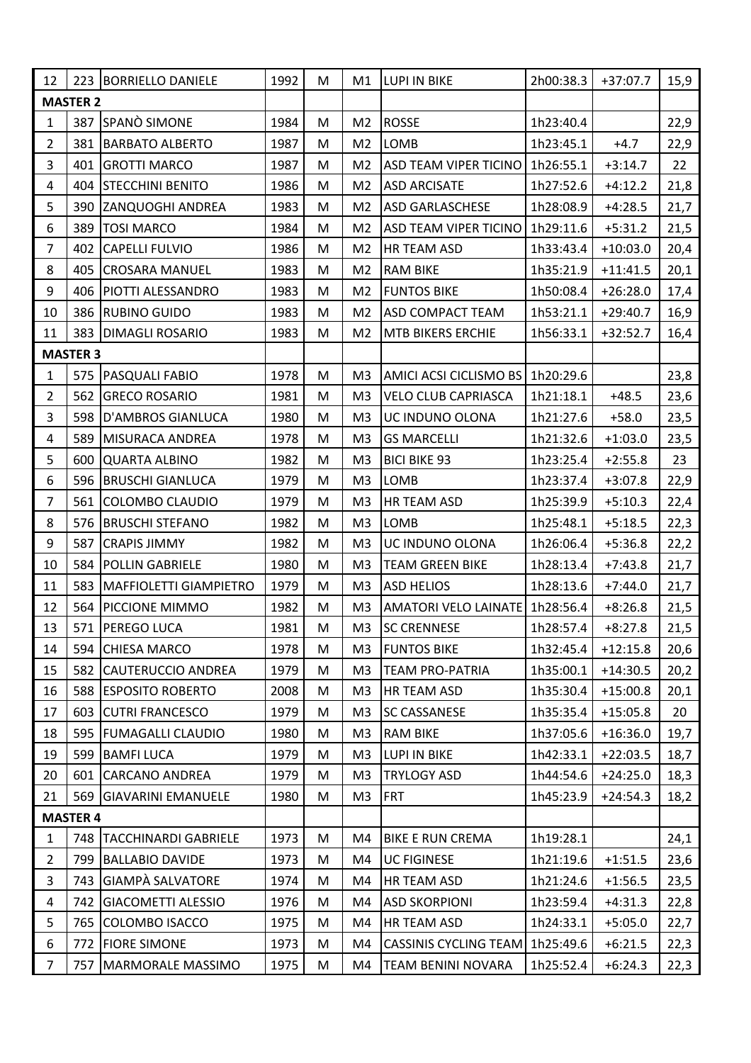| | | | | | | | | | |
|---|---|---|---|---|---|---|---|---|---|
| 12 | 223 | BORRIELLO DANIELE | 1992 | M | M1 | LUPI IN BIKE | 2h00:38.3 | +37:07.7 | 15,9 |
| **MASTER 2** | | | | | | | | | |
| 1 | 387 | SPANÒ SIMONE | 1984 | M | M2 | ROSSE | 1h23:40.4 | | 22,9 |
| 2 | 381 | BARBATO ALBERTO | 1987 | M | M2 | LOMB | 1h23:45.1 | +4.7 | 22,9 |
| 3 | 401 | GROTTI MARCO | 1987 | M | M2 | ASD TEAM VIPER TICINO | 1h26:55.1 | +3:14.7 | 22 |
| 4 | 404 | STECCHINI BENITO | 1986 | M | M2 | ASD ARCISATE | 1h27:52.6 | +4:12.2 | 21,8 |
| 5 | 390 | ZANQUOGHI ANDREA | 1983 | M | M2 | ASD GARLASCHESE | 1h28:08.9 | +4:28.5 | 21,7 |
| 6 | 389 | TOSI MARCO | 1984 | M | M2 | ASD TEAM VIPER TICINO | 1h29:11.6 | +5:31.2 | 21,5 |
| 7 | 402 | CAPELLI FULVIO | 1986 | M | M2 | HR TEAM ASD | 1h33:43.4 | +10:03.0 | 20,4 |
| 8 | 405 | CROSARA MANUEL | 1983 | M | M2 | RAM BIKE | 1h35:21.9 | +11:41.5 | 20,1 |
| 9 | 406 | PIOTTI ALESSANDRO | 1983 | M | M2 | FUNTOS BIKE | 1h50:08.4 | +26:28.0 | 17,4 |
| 10 | 386 | RUBINO GUIDO | 1983 | M | M2 | ASD COMPACT TEAM | 1h53:21.1 | +29:40.7 | 16,9 |
| 11 | 383 | DIMAGLI ROSARIO | 1983 | M | M2 | MTB BIKERS ERCHIE | 1h56:33.1 | +32:52.7 | 16,4 |
| **MASTER 3** | | | | | | | | | |
| 1 | 575 | PASQUALI FABIO | 1978 | M | M3 | AMICI ACSI CICLISMO BS | 1h20:29.6 | | 23,8 |
| 2 | 562 | GRECO ROSARIO | 1981 | M | M3 | VELO CLUB CAPRIASCA | 1h21:18.1 | +48.5 | 23,6 |
| 3 | 598 | D'AMBROS GIANLUCA | 1980 | M | M3 | UC INDUNO OLONA | 1h21:27.6 | +58.0 | 23,5 |
| 4 | 589 | MISURACA ANDREA | 1978 | M | M3 | GS MARCELLI | 1h21:32.6 | +1:03.0 | 23,5 |
| 5 | 600 | QUARTA ALBINO | 1982 | M | M3 | BICI BIKE 93 | 1h23:25.4 | +2:55.8 | 23 |
| 6 | 596 | BRUSCHI GIANLUCA | 1979 | M | M3 | LOMB | 1h23:37.4 | +3:07.8 | 22,9 |
| 7 | 561 | COLOMBO CLAUDIO | 1979 | M | M3 | HR TEAM ASD | 1h25:39.9 | +5:10.3 | 22,4 |
| 8 | 576 | BRUSCHI STEFANO | 1982 | M | M3 | LOMB | 1h25:48.1 | +5:18.5 | 22,3 |
| 9 | 587 | CRAPIS JIMMY | 1982 | M | M3 | UC INDUNO OLONA | 1h26:06.4 | +5:36.8 | 22,2 |
| 10 | 584 | POLLIN GABRIELE | 1980 | M | M3 | TEAM GREEN BIKE | 1h28:13.4 | +7:43.8 | 21,7 |
| 11 | 583 | MAFFIOLETTI GIAMPIETRO | 1979 | M | M3 | ASD HELIOS | 1h28:13.6 | +7:44.0 | 21,7 |
| 12 | 564 | PICCIONE MIMMO | 1982 | M | M3 | AMATORI VELO LAINATE | 1h28:56.4 | +8:26.8 | 21,5 |
| 13 | 571 | PEREGO LUCA | 1981 | M | M3 | SC CRENNESE | 1h28:57.4 | +8:27.8 | 21,5 |
| 14 | 594 | CHIESA MARCO | 1978 | M | M3 | FUNTOS BIKE | 1h32:45.4 | +12:15.8 | 20,6 |
| 15 | 582 | CAUTERUCCIO ANDREA | 1979 | M | M3 | TEAM PRO-PATRIA | 1h35:00.1 | +14:30.5 | 20,2 |
| 16 | 588 | ESPOSITO ROBERTO | 2008 | M | M3 | HR TEAM ASD | 1h35:30.4 | +15:00.8 | 20,1 |
| 17 | 603 | CUTRI FRANCESCO | 1979 | M | M3 | SC CASSANESE | 1h35:35.4 | +15:05.8 | 20 |
| 18 | 595 | FUMAGALLI CLAUDIO | 1980 | M | M3 | RAM BIKE | 1h37:05.6 | +16:36.0 | 19,7 |
| 19 | 599 | BAMFI LUCA | 1979 | M | M3 | LUPI IN BIKE | 1h42:33.1 | +22:03.5 | 18,7 |
| 20 | 601 | CARCANO ANDREA | 1979 | M | M3 | TRYLOGY ASD | 1h44:54.6 | +24:25.0 | 18,3 |
| 21 | 569 | GIAVARINI EMANUELE | 1980 | M | M3 | FRT | 1h45:23.9 | +24:54.3 | 18,2 |
| **MASTER 4** | | | | | | | | | |
| 1 | 748 | TACCHINARDI GABRIELE | 1973 | M | M4 | BIKE E RUN CREMA | 1h19:28.1 | | 24,1 |
| 2 | 799 | BALLABIO DAVIDE | 1973 | M | M4 | UC FIGINESE | 1h21:19.6 | +1:51.5 | 23,6 |
| 3 | 743 | GIAMPÀ SALVATORE | 1974 | M | M4 | HR TEAM ASD | 1h21:24.6 | +1:56.5 | 23,5 |
| 4 | 742 | GIACOMETTI ALESSIO | 1976 | M | M4 | ASD SKORPIONI | 1h23:59.4 | +4:31.3 | 22,8 |
| 5 | 765 | COLOMBO ISACCO | 1975 | M | M4 | HR TEAM ASD | 1h24:33.1 | +5:05.0 | 22,7 |
| 6 | 772 | FIORE SIMONE | 1973 | M | M4 | CASSINIS CYCLING TEAM | 1h25:49.6 | +6:21.5 | 22,3 |
| 7 | 757 | MARMORALE MASSIMO | 1975 | M | M4 | TEAM BENINI NOVARA | 1h25:52.4 | +6:24.3 | 22,3 |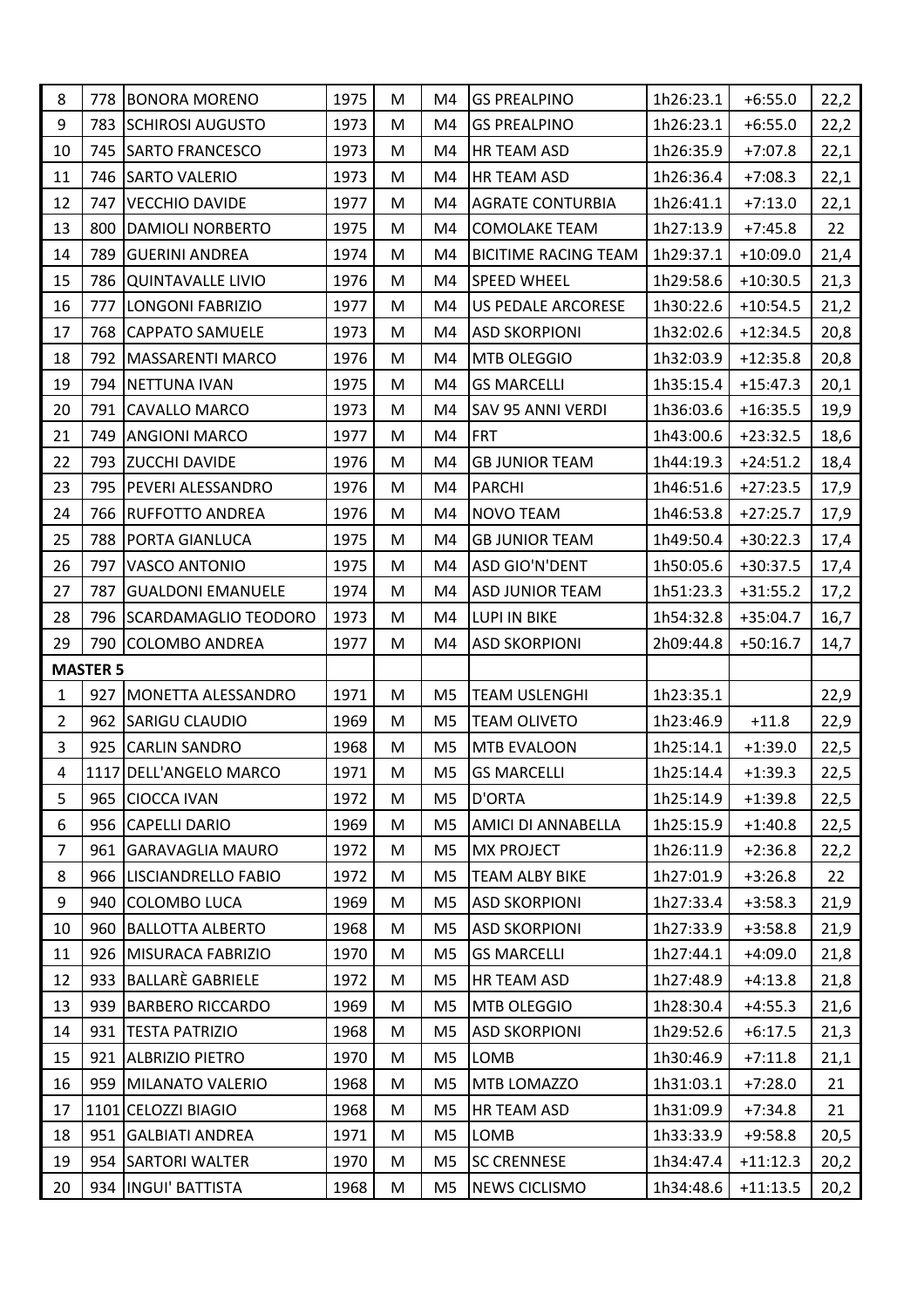| | | | | | | | | | |
|---|---|---|---|---|---|---|---|---|---|
| 8 | 778 | BONORA MORENO | 1975 | M | M4 | GS PREALPINO | 1h26:23.1 | +6:55.0 | 22,2 |
| 9 | 783 | SCHIROSI AUGUSTO | 1973 | M | M4 | GS PREALPINO | 1h26:23.1 | +6:55.0 | 22,2 |
| 10 | 745 | SARTO FRANCESCO | 1973 | M | M4 | HR TEAM ASD | 1h26:35.9 | +7:07.8 | 22,1 |
| 11 | 746 | SARTO VALERIO | 1973 | M | M4 | HR TEAM ASD | 1h26:36.4 | +7:08.3 | 22,1 |
| 12 | 747 | VECCHIO DAVIDE | 1977 | M | M4 | AGRATE CONTURBIA | 1h26:41.1 | +7:13.0 | 22,1 |
| 13 | 800 | DAMIOLI NORBERTO | 1975 | M | M4 | COMOLAKE TEAM | 1h27:13.9 | +7:45.8 | 22 |
| 14 | 789 | GUERINI ANDREA | 1974 | M | M4 | BICITIME RACING TEAM | 1h29:37.1 | +10:09.0 | 21,4 |
| 15 | 786 | QUINTAVALLE LIVIO | 1976 | M | M4 | SPEED WHEEL | 1h29:58.6 | +10:30.5 | 21,3 |
| 16 | 777 | LONGONI FABRIZIO | 1977 | M | M4 | US PEDALE ARCORESE | 1h30:22.6 | +10:54.5 | 21,2 |
| 17 | 768 | CAPPATO SAMUELE | 1973 | M | M4 | ASD SKORPIONI | 1h32:02.6 | +12:34.5 | 20,8 |
| 18 | 792 | MASSARENTI MARCO | 1976 | M | M4 | MTB OLEGGIO | 1h32:03.9 | +12:35.8 | 20,8 |
| 19 | 794 | NETTUNA IVAN | 1975 | M | M4 | GS MARCELLI | 1h35:15.4 | +15:47.3 | 20,1 |
| 20 | 791 | CAVALLO MARCO | 1973 | M | M4 | SAV 95 ANNI VERDI | 1h36:03.6 | +16:35.5 | 19,9 |
| 21 | 749 | ANGIONI MARCO | 1977 | M | M4 | FRT | 1h43:00.6 | +23:32.5 | 18,6 |
| 22 | 793 | ZUCCHI DAVIDE | 1976 | M | M4 | GB JUNIOR TEAM | 1h44:19.3 | +24:51.2 | 18,4 |
| 23 | 795 | PEVERI ALESSANDRO | 1976 | M | M4 | PARCHI | 1h46:51.6 | +27:23.5 | 17,9 |
| 24 | 766 | RUFFOTTO ANDREA | 1976 | M | M4 | NOVO TEAM | 1h46:53.8 | +27:25.7 | 17,9 |
| 25 | 788 | PORTA GIANLUCA | 1975 | M | M4 | GB JUNIOR TEAM | 1h49:50.4 | +30:22.3 | 17,4 |
| 26 | 797 | VASCO ANTONIO | 1975 | M | M4 | ASD GIO'N'DENT | 1h50:05.6 | +30:37.5 | 17,4 |
| 27 | 787 | GUALDONI EMANUELE | 1974 | M | M4 | ASD JUNIOR TEAM | 1h51:23.3 | +31:55.2 | 17,2 |
| 28 | 796 | SCARDAMAGLIO TEODORO | 1973 | M | M4 | LUPI IN BIKE | 1h54:32.8 | +35:04.7 | 16,7 |
| 29 | 790 | COLOMBO ANDREA | 1977 | M | M4 | ASD SKORPIONI | 2h09:44.8 | +50:16.7 | 14,7 |
| **MASTER 5** | | | | | | | | | |
| 1 | 927 | MONETTA ALESSANDRO | 1971 | M | M5 | TEAM USLENGHI | 1h23:35.1 | | 22,9 |
| 2 | 962 | SARIGU CLAUDIO | 1969 | M | M5 | TEAM OLIVETO | 1h23:46.9 | +11.8 | 22,9 |
| 3 | 925 | CARLIN SANDRO | 1968 | M | M5 | MTB EVALOON | 1h25:14.1 | +1:39.0 | 22,5 |
| 4 | 1117 | DELL'ANGELO MARCO | 1971 | M | M5 | GS MARCELLI | 1h25:14.4 | +1:39.3 | 22,5 |
| 5 | 965 | CIOCCA IVAN | 1972 | M | M5 | D'ORTA | 1h25:14.9 | +1:39.8 | 22,5 |
| 6 | 956 | CAPELLI DARIO | 1969 | M | M5 | AMICI DI ANNABELLA | 1h25:15.9 | +1:40.8 | 22,5 |
| 7 | 961 | GARAVAGLIA MAURO | 1972 | M | M5 | MX PROJECT | 1h26:11.9 | +2:36.8 | 22,2 |
| 8 | 966 | LISCIANDRELLO FABIO | 1972 | M | M5 | TEAM ALBY BIKE | 1h27:01.9 | +3:26.8 | 22 |
| 9 | 940 | COLOMBO LUCA | 1969 | M | M5 | ASD SKORPIONI | 1h27:33.4 | +3:58.3 | 21,9 |
| 10 | 960 | BALLOTTA ALBERTO | 1968 | M | M5 | ASD SKORPIONI | 1h27:33.9 | +3:58.8 | 21,9 |
| 11 | 926 | MISURACA FABRIZIO | 1970 | M | M5 | GS MARCELLI | 1h27:44.1 | +4:09.0 | 21,8 |
| 12 | 933 | BALLARÈ GABRIELE | 1972 | M | M5 | HR TEAM ASD | 1h27:48.9 | +4:13.8 | 21,8 |
| 13 | 939 | BARBERO RICCARDO | 1969 | M | M5 | MTB OLEGGIO | 1h28:30.4 | +4:55.3 | 21,6 |
| 14 | 931 | TESTA PATRIZIO | 1968 | M | M5 | ASD SKORPIONI | 1h29:52.6 | +6:17.5 | 21,3 |
| 15 | 921 | ALBRIZIO PIETRO | 1970 | M | M5 | LOMB | 1h30:46.9 | +7:11.8 | 21,1 |
| 16 | 959 | MILANATO VALERIO | 1968 | M | M5 | MTB LOMAZZO | 1h31:03.1 | +7:28.0 | 21 |
| 17 | 1101 | CELOZZI BIAGIO | 1968 | M | M5 | HR TEAM ASD | 1h31:09.9 | +7:34.8 | 21 |
| 18 | 951 | GALBIATI ANDREA | 1971 | M | M5 | LOMB | 1h33:33.9 | +9:58.8 | 20,5 |
| 19 | 954 | SARTORI WALTER | 1970 | M | M5 | SC CRENNESE | 1h34:47.4 | +11:12.3 | 20,2 |
| 20 | 934 | INGUI' BATTISTA | 1968 | M | M5 | NEWS CICLISMO | 1h34:48.6 | +11:13.5 | 20,2 |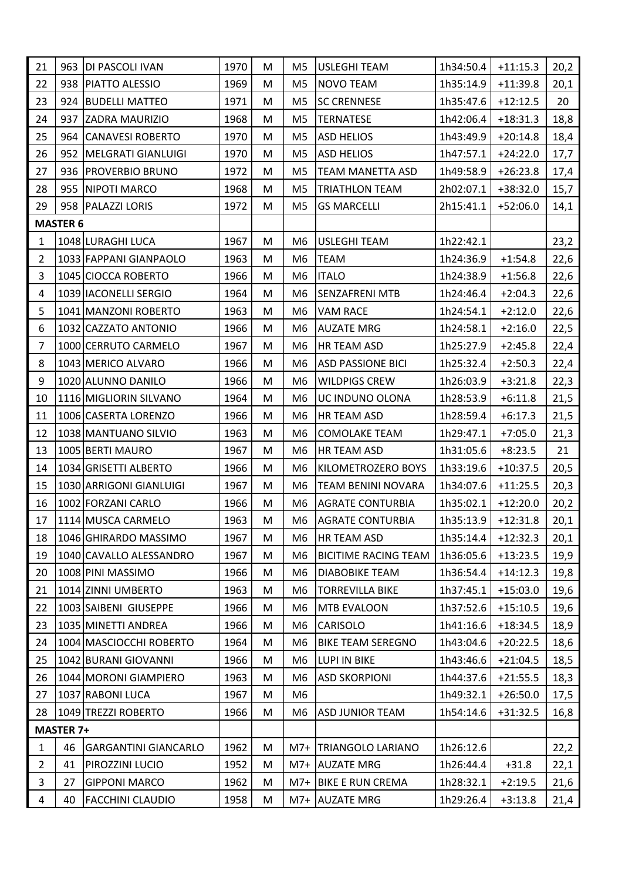| | | | | | | | | | |
|---|---|---|---|---|---|---|---|---|---|
| 21 | 963 | DI PASCOLI IVAN | 1970 | M | M5 | USLEGHI TEAM | 1h34:50.4 | +11:15.3 | 20,2 |
| 22 | 938 | PIATTO ALESSIO | 1969 | M | M5 | NOVO TEAM | 1h35:14.9 | +11:39.8 | 20,1 |
| 23 | 924 | BUDELLI MATTEO | 1971 | M | M5 | SC CRENNESE | 1h35:47.6 | +12:12.5 | 20 |
| 24 | 937 | ZADRA MAURIZIO | 1968 | M | M5 | TERNATESE | 1h42:06.4 | +18:31.3 | 18,8 |
| 25 | 964 | CANAVESI ROBERTO | 1970 | M | M5 | ASD HELIOS | 1h43:49.9 | +20:14.8 | 18,4 |
| 26 | 952 | MELGRATI GIANLUIGI | 1970 | M | M5 | ASD HELIOS | 1h47:57.1 | +24:22.0 | 17,7 |
| 27 | 936 | PROVERBIO BRUNO | 1972 | M | M5 | TEAM MANETTA ASD | 1h49:58.9 | +26:23.8 | 17,4 |
| 28 | 955 | NIPOTI MARCO | 1968 | M | M5 | TRIATHLON TEAM | 2h02:07.1 | +38:32.0 | 15,7 |
| 29 | 958 | PALAZZI LORIS | 1972 | M | M5 | GS MARCELLI | 2h15:41.1 | +52:06.0 | 14,1 |
| **MASTER 6** | | | | | | | | | |
| 1 | 1048 | LURAGHI LUCA | 1967 | M | M6 | USLEGHI TEAM | 1h22:42.1 | | 23,2 |
| 2 | 1033 | FAPPANI GIANPAOLO | 1963 | M | M6 | TEAM | 1h24:36.9 | +1:54.8 | 22,6 |
| 3 | 1045 | CIOCCA ROBERTO | 1966 | M | M6 | ITALO | 1h24:38.9 | +1:56.8 | 22,6 |
| 4 | 1039 | IACONELLI SERGIO | 1964 | M | M6 | SENZAFRENI MTB | 1h24:46.4 | +2:04.3 | 22,6 |
| 5 | 1041 | MANZONI ROBERTO | 1963 | M | M6 | VAM RACE | 1h24:54.1 | +2:12.0 | 22,6 |
| 6 | 1032 | CAZZATO ANTONIO | 1966 | M | M6 | AUZATE MRG | 1h24:58.1 | +2:16.0 | 22,5 |
| 7 | 1000 | CERRUTO CARMELO | 1967 | M | M6 | HR TEAM ASD | 1h25:27.9 | +2:45.8 | 22,4 |
| 8 | 1043 | MERICO ALVARO | 1966 | M | M6 | ASD PASSIONE BICI | 1h25:32.4 | +2:50.3 | 22,4 |
| 9 | 1020 | ALUNNO DANILO | 1966 | M | M6 | WILDPIGS CREW | 1h26:03.9 | +3:21.8 | 22,3 |
| 10 | 1116 | MIGLIORIN SILVANO | 1964 | M | M6 | UC INDUNO OLONA | 1h28:53.9 | +6:11.8 | 21,5 |
| 11 | 1006 | CASERTA LORENZO | 1966 | M | M6 | HR TEAM ASD | 1h28:59.4 | +6:17.3 | 21,5 |
| 12 | 1038 | MANTUANO SILVIO | 1963 | M | M6 | COMOLAKE TEAM | 1h29:47.1 | +7:05.0 | 21,3 |
| 13 | 1005 | BERTI MAURO | 1967 | M | M6 | HR TEAM ASD | 1h31:05.6 | +8:23.5 | 21 |
| 14 | 1034 | GRISETTI ALBERTO | 1966 | M | M6 | KILOMETROZERO BOYS | 1h33:19.6 | +10:37.5 | 20,5 |
| 15 | 1030 | ARRIGONI GIANLUIGI | 1967 | M | M6 | TEAM BENINI NOVARA | 1h34:07.6 | +11:25.5 | 20,3 |
| 16 | 1002 | FORZANI CARLO | 1966 | M | M6 | AGRATE CONTURBIA | 1h35:02.1 | +12:20.0 | 20,2 |
| 17 | 1114 | MUSCA CARMELO | 1963 | M | M6 | AGRATE CONTURBIA | 1h35:13.9 | +12:31.8 | 20,1 |
| 18 | 1046 | GHIRARDO MASSIMO | 1967 | M | M6 | HR TEAM ASD | 1h35:14.4 | +12:32.3 | 20,1 |
| 19 | 1040 | CAVALLO ALESSANDRO | 1967 | M | M6 | BICITIME RACING TEAM | 1h36:05.6 | +13:23.5 | 19,9 |
| 20 | 1008 | PINI MASSIMO | 1966 | M | M6 | DIABOBIKE TEAM | 1h36:54.4 | +14:12.3 | 19,8 |
| 21 | 1014 | ZINNI UMBERTO | 1963 | M | M6 | TORREVILLA BIKE | 1h37:45.1 | +15:03.0 | 19,6 |
| 22 | 1003 | SAIBENI GIUSEPPE | 1966 | M | M6 | MTB EVALOON | 1h37:52.6 | +15:10.5 | 19,6 |
| 23 | 1035 | MINETTI ANDREA | 1966 | M | M6 | CARISOLO | 1h41:16.6 | +18:34.5 | 18,9 |
| 24 | 1004 | MASCIOCCHI ROBERTO | 1964 | M | M6 | BIKE TEAM SEREGNO | 1h43:04.6 | +20:22.5 | 18,6 |
| 25 | 1042 | BURANI GIOVANNI | 1966 | M | M6 | LUPI IN BIKE | 1h43:46.6 | +21:04.5 | 18,5 |
| 26 | 1044 | MORONI GIAMPIERO | 1963 | M | M6 | ASD SKORPIONI | 1h44:37.6 | +21:55.5 | 18,3 |
| 27 | 1037 | RABONI LUCA | 1967 | M | M6 | | 1h49:32.1 | +26:50.0 | 17,5 |
| 28 | 1049 | TREZZI ROBERTO | 1966 | M | M6 | ASD JUNIOR TEAM | 1h54:14.6 | +31:32.5 | 16,8 |
| **MASTER 7+** | | | | | | | | | |
| 1 | 46 | GARGANTINI GIANCARLO | 1962 | M | M7+ | TRIANGOLO LARIANO | 1h26:12.6 | | 22,2 |
| 2 | 41 | PIROZZINI LUCIO | 1952 | M | M7+ | AUZATE MRG | 1h26:44.4 | +31.8 | 22,1 |
| 3 | 27 | GIPPONI MARCO | 1962 | M | M7+ | BIKE E RUN CREMA | 1h28:32.1 | +2:19.5 | 21,6 |
| 4 | 40 | FACCHINI CLAUDIO | 1958 | M | M7+ | AUZATE MRG | 1h29:26.4 | +3:13.8 | 21,4 |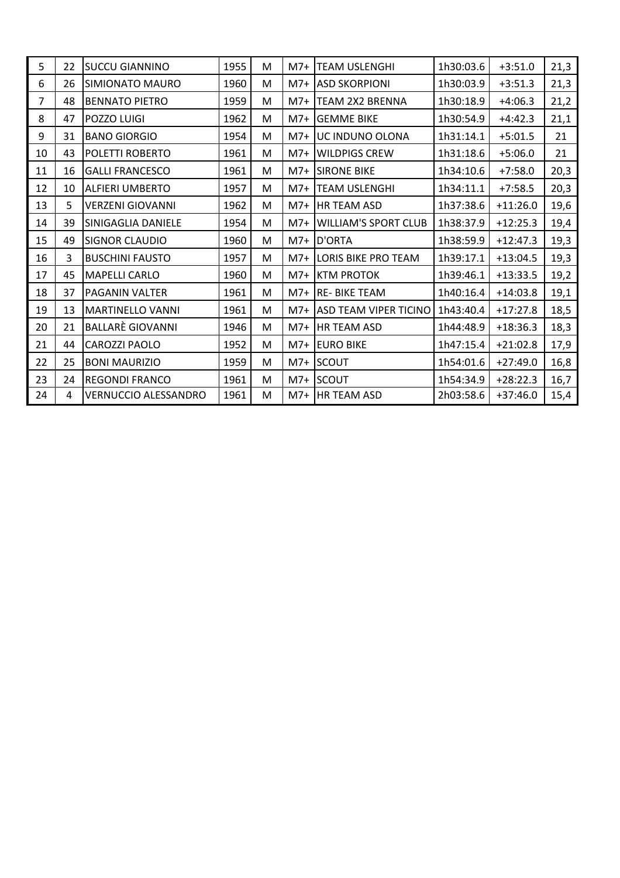| | | | | | | | | | |
|---|---|---|---|---|---|---|---|---|---|
| 5 | 22 | SUCCU GIANNINO | 1955 | M | M7+ | TEAM USLENGHI | 1h30:03.6 | +3:51.0 | 21,3 |
| 6 | 26 | SIMIONATO MAURO | 1960 | M | M7+ | ASD SKORPIONI | 1h30:03.9 | +3:51.3 | 21,3 |
| 7 | 48 | BENNATO PIETRO | 1959 | M | M7+ | TEAM 2X2 BRENNA | 1h30:18.9 | +4:06.3 | 21,2 |
| 8 | 47 | POZZO LUIGI | 1962 | M | M7+ | GEMME BIKE | 1h30:54.9 | +4:42.3 | 21,1 |
| 9 | 31 | BANO GIORGIO | 1954 | M | M7+ | UC INDUNO OLONA | 1h31:14.1 | +5:01.5 | 21 |
| 10 | 43 | POLETTI ROBERTO | 1961 | M | M7+ | WILDPIGS CREW | 1h31:18.6 | +5:06.0 | 21 |
| 11 | 16 | GALLI FRANCESCO | 1961 | M | M7+ | SIRONE BIKE | 1h34:10.6 | +7:58.0 | 20,3 |
| 12 | 10 | ALFIERI UMBERTO | 1957 | M | M7+ | TEAM USLENGHI | 1h34:11.1 | +7:58.5 | 20,3 |
| 13 | 5 | VERZENI GIOVANNI | 1962 | M | M7+ | HR TEAM ASD | 1h37:38.6 | +11:26.0 | 19,6 |
| 14 | 39 | SINIGAGLIA DANIELE | 1954 | M | M7+ | WILLIAM'S SPORT CLUB | 1h38:37.9 | +12:25.3 | 19,4 |
| 15 | 49 | SIGNOR CLAUDIO | 1960 | M | M7+ | D'ORTA | 1h38:59.9 | +12:47.3 | 19,3 |
| 16 | 3 | BUSCHINI FAUSTO | 1957 | M | M7+ | LORIS BIKE PRO TEAM | 1h39:17.1 | +13:04.5 | 19,3 |
| 17 | 45 | MAPELLI CARLO | 1960 | M | M7+ | KTM PROTOK | 1h39:46.1 | +13:33.5 | 19,2 |
| 18 | 37 | PAGANIN VALTER | 1961 | M | M7+ | RE- BIKE TEAM | 1h40:16.4 | +14:03.8 | 19,1 |
| 19 | 13 | MARTINELLO VANNI | 1961 | M | M7+ | ASD TEAM VIPER TICINO | 1h43:40.4 | +17:27.8 | 18,5 |
| 20 | 21 | BALLARÈ GIOVANNI | 1946 | M | M7+ | HR TEAM ASD | 1h44:48.9 | +18:36.3 | 18,3 |
| 21 | 44 | CAROZZI PAOLO | 1952 | M | M7+ | EURO BIKE | 1h47:15.4 | +21:02.8 | 17,9 |
| 22 | 25 | BONI MAURIZIO | 1959 | M | M7+ | SCOUT | 1h54:01.6 | +27:49.0 | 16,8 |
| 23 | 24 | REGONDI FRANCO | 1961 | M | M7+ | SCOUT | 1h54:34.9 | +28:22.3 | 16,7 |
| 24 | 4 | VERNUCCIO ALESSANDRO | 1961 | M | M7+ | HR TEAM ASD | 2h03:58.6 | +37:46.0 | 15,4 |